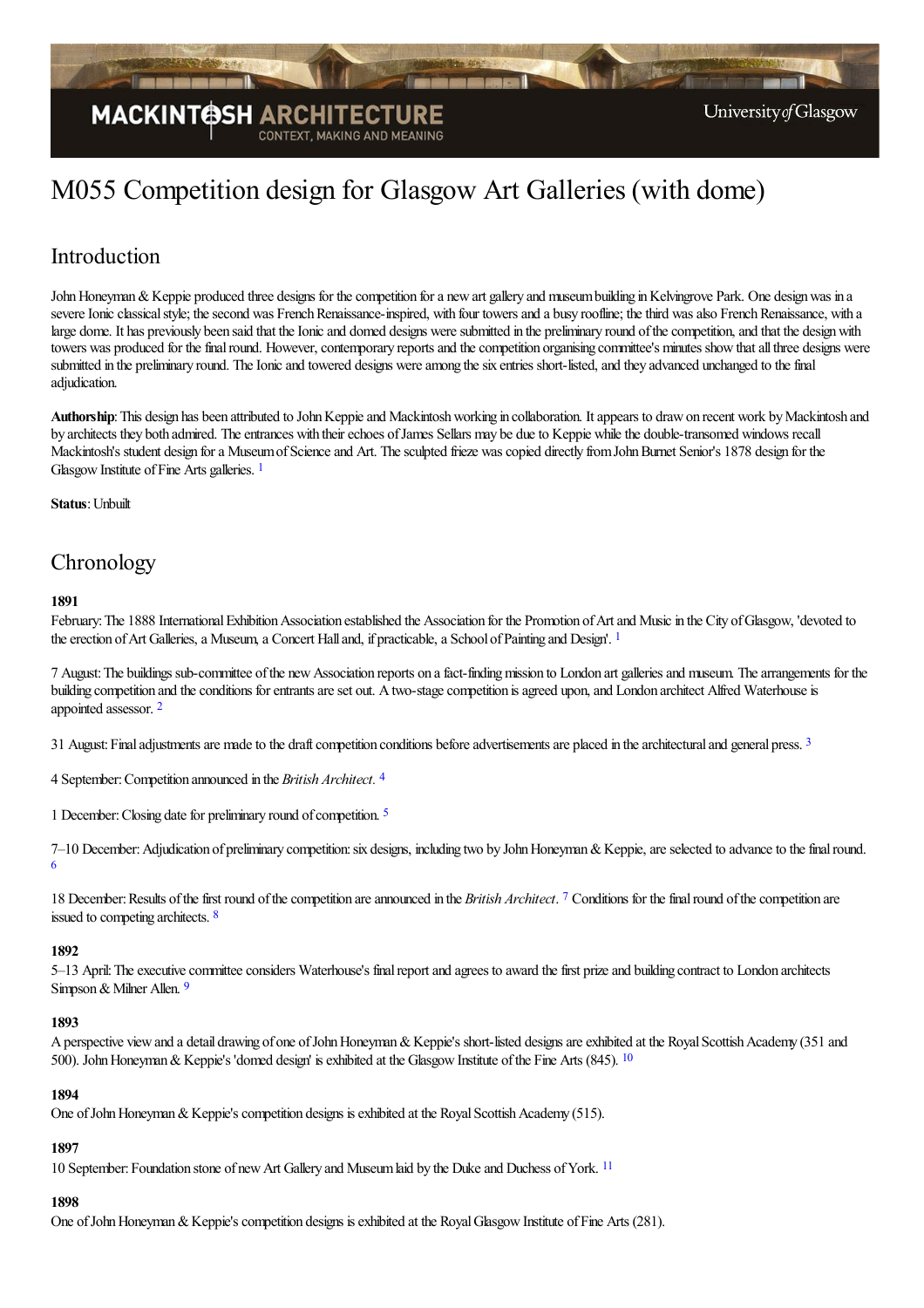# M055 Competition design for Glasgow Art Galleries (with dome)

## Introduction

John Honeyman & Keppie produced three designs for the competition for a new art gallery and museum building in Kelvingrove Park. One design was in a severe Ionic classical style; the second was French Renaissance-inspired, with four towers and a busy roofline; the third was also French Renaissance, with a large dome. It has previously been said that the Ionic and domed designs were submitted in the preliminary round of the competition, and that the design with towers was produced for the final round. However, contemporary reports and the competition organising committee's minutes show that all three designs were submitted in the preliminary round. The Ionic and towered designs were among the six entries short-listed, and they advanced unchanged to the final adjudication.

**Authorship**: This design has been attributed to John Keppie and Mackintosh working in collaboration. It appears to draw on recent work by Mackintosh and by architects they both admired. The entrances with their echoes of James Sellars may be due to Keppie while the double-transomed windows recall Mackintosh's student design for a Museum of Science and Art. The sculpted frieze was copied directly from John Burnet Senior's 1878 design for the Glasgow Institute of Fine Arts galleries. [1]

**Status**: Unbuilt

## Chronology

**1891**

February: The 1888 International Exhibition Association established the Association for the Promotion of Art and Music in the City of Glasgow, 'devoted to the erection of Art Galleries, a Museum, a Concert Hall and, if practicable, a School of Painting and Design'. [1]

7 August: The buildings sub-committee of the new Association reports on a fact-finding mission to London art galleries and museum. The arrangements for the building competition and the conditions for entrants are set out. A two-stage competition is agreed upon, and London architect Alfred Waterhouse is appointed assessor. [2]

31 August: Final adjustments are made to the draft competition conditions before advertisements are placed in the architectural and general press. [3]

4 September: Competition announced in the *British Architect*. [4]

1 December: Closing date for preliminary round of competition. [5]

7–10 December: Adjudication of preliminary competition: six designs, including two by John Honeyman & Keppie, are selected to advance to the final round. [6]

18 December: Results of the first round of the competition are announced in the *British Architect*. [7] Conditions for the final round of the competition are issued to competing architects. [8]

**1892**

5–13 April: The executive committee considers Waterhouse's final report and agrees to award the first prize and building contract to London architects Simpson & Milner Allen. [9]

**1893**

A perspective view and a detail drawing of one of John Honeyman & Keppie's short-listed designs are exhibited at the Royal Scottish Academy (351 and 500). John Honeyman & Keppie's 'domed design' is exhibited at the Glasgow Institute of the Fine Arts (845). [10]

**1894**

One of John Honeyman & Keppie's competition designs is exhibited at the Royal Scottish Academy (515).

**1897**

10 September: Foundation stone of new Art Gallery and Museum laid by the Duke and Duchess of York. [11]

**1898**

One of John Honeyman & Keppie's competition designs is exhibited at the Royal Glasgow Institute of Fine Arts (281).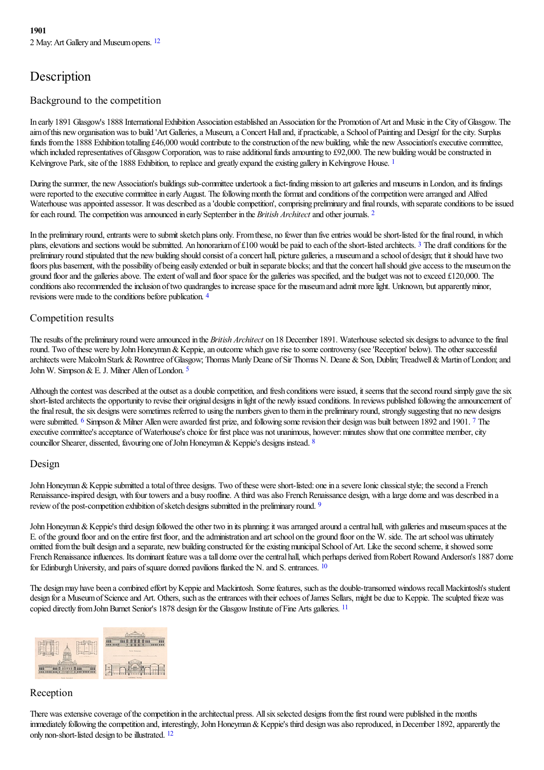**1901**

2 May: Art Gallery and Museum opens. [12]

# Description

## Background to the competition

In early 1891 Glasgow's 1888 International Exhibition Association established an Association for the Promotion of Art and Music in the City of Glasgow. The aim of this new organisation was to build 'Art Galleries, a Museum, a Concert Hall and, if practicable, a School of Painting and Design' for the city. Surplus funds from the 1888 Exhibition totalling £46,000 would contribute to the construction of the new building, while the new Association's executive committee, which included representatives of Glasgow Corporation, was to raise additional funds amounting to £92,000. The new building would be constructed in Kelvingrove Park, site of the 1888 Exhibition, to replace and greatly expand the existing gallery in Kelvingrove House. [1]

During the summer, the new Association's buildings sub-committee undertook a fact-finding mission to art galleries and museums in London, and its findings were reported to the executive committee in early August. The following month the format and conditions of the competition were arranged and Alfred Waterhouse was appointed assessor. It was described as a 'double competition', comprising preliminary and final rounds, with separate conditions to be issued for each round. The competition was announced in early September in the *British Architect* and other journals. [2]

In the preliminary round, entrants were to submit sketch plans only. From these, no fewer than five entries would be short-listed for the final round, in which plans, elevations and sections would be submitted. An honorarium of £100 would be paid to each of the short-listed architects. [3] The draft conditions for the preliminary round stipulated that the new building should consist of a concert hall, picture galleries, a museum and a school of design; that it should have two floors plus basement, with the possibility of being easily extended or built in separate blocks; and that the concert hall should give access to the museum on the ground floor and the galleries above. The extent of wall and floor space for the galleries was specified, and the budget was not to exceed £120,000. The conditions also recommended the inclusion of two quadrangles to increase space for the museum and admit more light. Unknown, but apparently minor, revisions were made to the conditions before publication. [4]

## Competition results

The results of the preliminary round were announced in the *British Architect* on 18 December 1891. Waterhouse selected six designs to advance to the final round. Two of these were by John Honeyman & Keppie, an outcome which gave rise to some controversy (see 'Reception' below). The other successful architects were Malcolm Stark & Rowntree of Glasgow; Thomas Manly Deane of Sir Thomas N. Deane & Son, Dublin; Treadwell & Martin of London; and John W. Simpson & E. J. Milner Allen of London. [5]

Although the contest was described at the outset as a double competition, and fresh conditions were issued, it seems that the second round simply gave the six short-listed architects the opportunity to revise their original designs in light of the newly issued conditions. In reviews published following the announcement of the final result, the six designs were sometimes referred to using the numbers given to them in the preliminary round, strongly suggesting that no new designs were submitted. [6] Simpson & Milner Allen were awarded first prize, and following some revision their design was built between 1892 and 1901. [7] The executive committee's acceptance of Waterhouse's choice for first place was not unanimous, however: minutes show that one committee member, city councillor Shearer, dissented, favouring one of John Honeyman & Keppie's designs instead. [8]

## Design

John Honeyman & Keppie submitted a total of three designs. Two of these were short-listed: one in a severe Ionic classical style; the second a French Renaissance-inspired design, with four towers and a busy roofline. A third was also French Renaissance design, with a large dome and was described in a review of the post-competition exhibition of sketch designs submitted in the preliminary round. [9]

John Honeyman & Keppie's third design followed the other two in its planning: it was arranged around a central hall, with galleries and museum spaces at the E. of the ground floor and on the entire first floor, and the administration and art school on the ground floor on the W. side. The art school was ultimately omitted from the built design and a separate, new building constructed for the existing municipal School of Art. Like the second scheme, it showed some French Renaissance influences. Its dominant feature was a tall dome over the central hall, which perhaps derived from Robert Rowand Anderson's 1887 dome for Edinburgh University, and pairs of square domed pavilions flanked the N. and S. entrances. [10]

The design may have been a combined effort by Keppie and Mackintosh. Some features, such as the double-transomed windows recall Mackintosh's student design for a Museum of Science and Art. Others, such as the entrances with their echoes of James Sellars, might be due to Keppie. The sculpted frieze was copied directly from John Burnet Senior's 1878 design for the Glasgow Institute of Fine Arts galleries. [11]

## Reception

There was extensive coverage of the competition in the architectual press. All six selected designs from the first round were published in the months immediately following the competition and, interestingly, John Honeyman & Keppie's third design was also reproduced, in December 1892, apparently the only non-short-listed design to be illustrated. [12]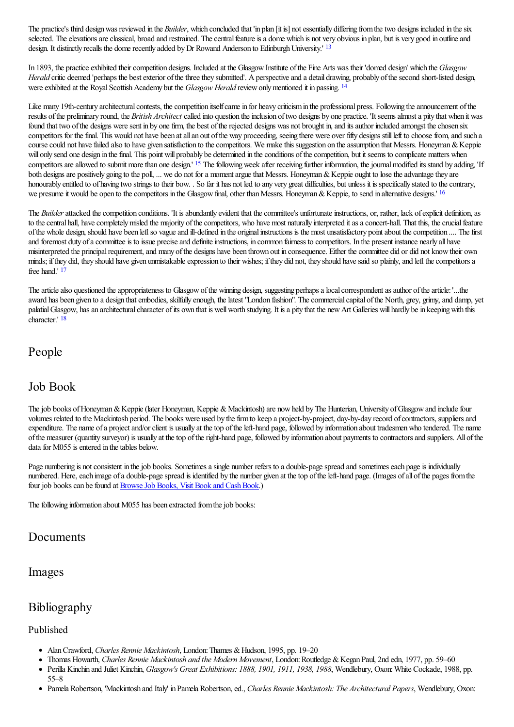The practice's third design was reviewed in the *Builder*, which concluded that 'in plan [it is] not essentially differing from the two designs included in the six selected. The elevations are classical, broad and restrained. The central feature is a dome which is not very obvious in plan, but is very good in outline and design. It distinctly recalls the dome recently added by Dr Rowand Anderson to Edinburgh University.' [13]

In 1893, the practice exhibited their competition designs. Included at the Glasgow Institute of the Fine Arts was their 'domed design' which the *Glasgow Herald* critic deemed 'perhaps the best exterior of the three they submitted'. A perspective and a detail drawing, probably of the second short-listed design, were exhibited at the Royal Scottish Academy but the *Glasgow Herald* review only mentioned it in passing. [14]

Like many 19th-century architectural contests, the competition itself came in for heavy criticism in the professional press. Following the announcement of the results of the preliminary round, the *British Architect* called into question the inclusion of two designs by one practice. 'It seems almost a pity that when it was found that two of the designs were sent in by one firm, the best of the rejected designs was not brought in, and its author included amongst the chosen six competitors for the final. This would not have been at all an out of the way proceeding, seeing there were over fifty designs still left to choose from, and such a course could not have failed also to have given satisfaction to the competitors. We make this suggestion on the assumption that Messrs. Honeyman & Keppie will only send one design in the final. This point will probably be determined in the conditions of the competition, but it seems to complicate matters when competitors are allowed to submit more than one design.' [15] The following week after receiving further information, the journal modified its stand by adding, 'If both designs are positively going to the poll, ... we do not for a moment argue that Messrs. Honeyman & Keppie ought to lose the advantage they are honourably entitled to of having two strings to their bow. . So far it has not led to any very great difficulties, but unless it is specifically stated to the contrary, we presume it would be open to the competitors in the Glasgow final, other than Messrs. Honeyman & Keppie, to send in alternative designs.' [16]

The *Builder* attacked the competition conditions. 'It is abundantly evident that the committee's unfortunate instructions, or, rather, lack of explicit definition, as to the central hall, have completely misled the majority of the competitors, who have most naturally interpreted it as a concert-hall. That this, the crucial feature of the whole design, should have been left so vague and ill-defined in the original instructions is the most unsatisfactory point about the competition .... The first and foremost duty of a committee is to issue precise and definite instructions, in common fairness to competitors. In the present instance nearly all have misinterpreted the principal requirement, and many of the designs have been thrown out in consequence. Either the committee did or did not know their own minds; if they did, they should have given unmistakable expression to their wishes; if they did not, they should have said so plainly, and left the competitors a free hand.' [17]

The article also questioned the appropriateness to Glasgow of the winning design, suggesting perhaps a local correspondent as author of the article: '...the award has been given to a design that embodies, skilfully enough, the latest "London fashion". The commercial capital of the North, grey, grimy, and damp, yet palatial Glasgow, has an architectural character of its own that is well worth studying. It is a pity that the new Art Galleries will hardly be in keeping with this character.' [18]

## People

## Job Book

The job books of Honeyman & Keppie (later Honeyman, Keppie & Mackintosh) are now held by The Hunterian, University of Glasgow and include four volumes related to the Mackintosh period. The books were used by the firm to keep a project-by-project, day-by-day record of contractors, suppliers and expenditure. The name of a project and/or client is usually at the top of the left-hand page, followed by information about tradesmen who tendered. The name of the measurer (quantity surveyor) is usually at the top of the right-hand page, followed by information about payments to contractors and suppliers. All of the data for M055 is entered in the tables below.

Page numbering is not consistent in the job books. Sometimes a single number refers to a double-page spread and sometimes each page is individually numbered. Here, each image of a double-page spread is identified by the number given at the top of the left-hand page. (Images of all of the pages from the four job books can be found at Browse Job Books, Visit Book and Cash Book.)

The following information about M055 has been extracted from the job books:

## Documents

## Images

## Bibliography

### Published

- Alan Crawford, *Charles Rennie Mackintosh*, London: Thames & Hudson, 1995, pp. 19–20
- Thomas Howarth, *Charles Rennie Mackintosh and the Modern Movement*, London: Routledge & Kegan Paul, 2nd edn, 1977, pp. 59–60
- Perilla Kinchin and Juliet Kinchin, *Glasgow's Great Exhibitions: 1888, 1901, 1911, 1938, 1988*, Wendlebury, Oxon: White Cockade, 1988, pp. 55–8
- Pamela Robertson, 'Mackintosh and Italy' in Pamela Robertson, ed., *Charles Rennie Mackintosh: The Architectural Papers*, Wendlebury, Oxon: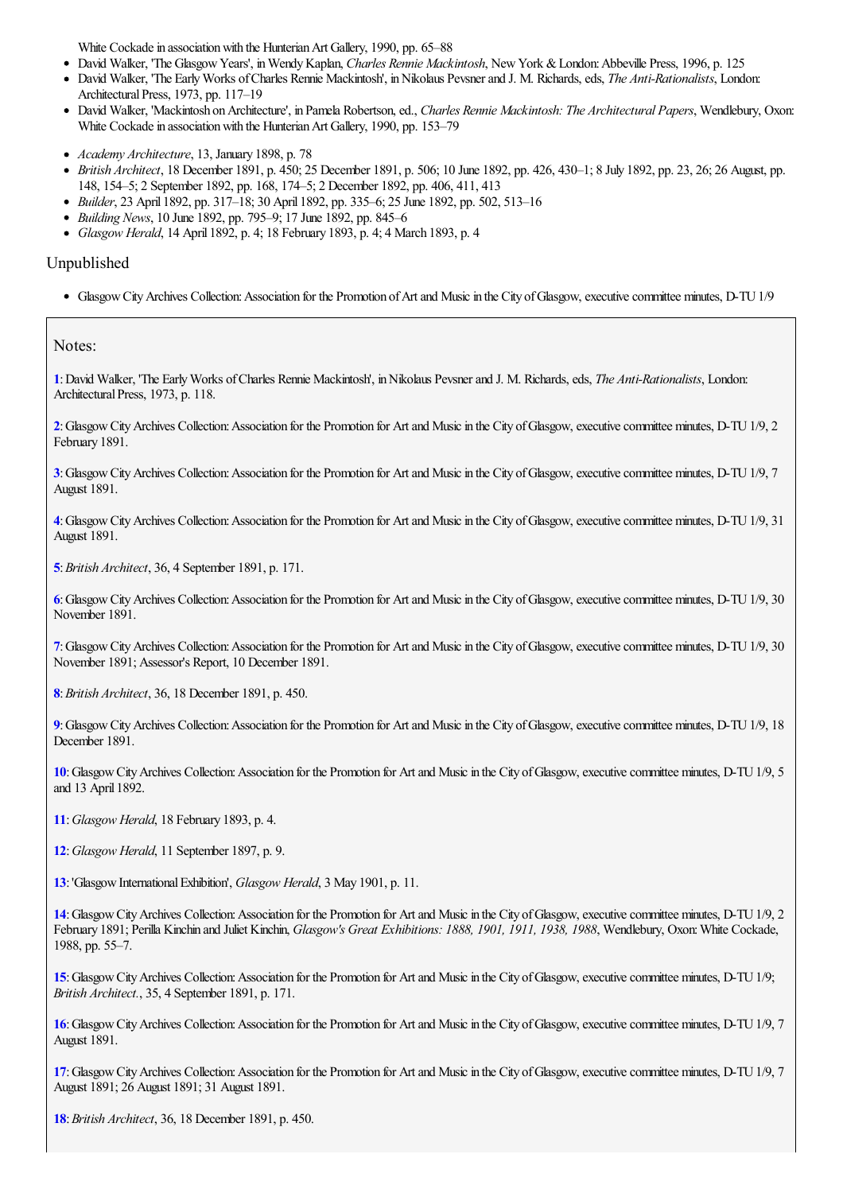White Cockade in association with the Hunterian Art Gallery, 1990, pp. 65–88

- David Walker, 'The Glasgow Years', in Wendy Kaplan, *Charles Rennie Mackintosh*, New York & London: Abbeville Press, 1996, p. 125
- David Walker, 'The Early Works of Charles Rennie Mackintosh', in Nikolaus Pevsner and J. M. Richards, eds, *The Anti-Rationalists*, London: Architectural Press, 1973, pp. 117–19
- David Walker, 'Mackintosh on Architecture', in Pamela Robertson, ed., *Charles Rennie Mackintosh: The Architectural Papers*, Wendlebury, Oxon: White Cockade in association with the Hunterian Art Gallery, 1990, pp. 153–79

- *Academy Architecture*, 13, January 1898, p. 78
- *British Architect*, 18 December 1891, p. 450; 25 December 1891, p. 506; 10 June 1892, pp. 426, 430–1; 8 July 1892, pp. 23, 26; 26 August, pp. 148, 154–5; 2 September 1892, pp. 168, 174–5; 2 December 1892, pp. 406, 411, 413
- *Builder*, 23 April 1892, pp. 317–18; 30 April 1892, pp. 335–6; 25 June 1892, pp. 502, 513–16
- *Building News*, 10 June 1892, pp. 795–9; 17 June 1892, pp. 845–6
- *Glasgow Herald*, 14 April 1892, p. 4; 18 February 1893, p. 4; 4 March 1893, p. 4

## Unpublished

- Glasgow City Archives Collection: Association for the Promotion of Art and Music in the City of Glasgow, executive committee minutes, D-TU 1/9

## Notes:

1: David Walker, 'The Early Works of Charles Rennie Mackintosh', in Nikolaus Pevsner and J. M. Richards, eds, *The Anti-Rationalists*, London: Architectural Press, 1973, p. 118.

2: Glasgow City Archives Collection: Association for the Promotion for Art and Music in the City of Glasgow, executive committee minutes, D-TU 1/9, 2 February 1891.

3: Glasgow City Archives Collection: Association for the Promotion for Art and Music in the City of Glasgow, executive committee minutes, D-TU 1/9, 7 August 1891.

4: Glasgow City Archives Collection: Association for the Promotion for Art and Music in the City of Glasgow, executive committee minutes, D-TU 1/9, 31 August 1891.

5: *British Architect*, 36, 4 September 1891, p. 171.

6: Glasgow City Archives Collection: Association for the Promotion for Art and Music in the City of Glasgow, executive committee minutes, D-TU 1/9, 30 November 1891.

7: Glasgow City Archives Collection: Association for the Promotion for Art and Music in the City of Glasgow, executive committee minutes, D-TU 1/9, 30 November 1891; Assessor's Report, 10 December 1891.

8: *British Architect*, 36, 18 December 1891, p. 450.

9: Glasgow City Archives Collection: Association for the Promotion for Art and Music in the City of Glasgow, executive committee minutes, D-TU 1/9, 18 December 1891.

10: Glasgow City Archives Collection: Association for the Promotion for Art and Music in the City of Glasgow, executive committee minutes, D-TU 1/9, 5 and 13 April 1892.

11: *Glasgow Herald*, 18 February 1893, p. 4.

12: *Glasgow Herald*, 11 September 1897, p. 9.

13: 'Glasgow International Exhibition', *Glasgow Herald*, 3 May 1901, p. 11.

14: Glasgow City Archives Collection: Association for the Promotion for Art and Music in the City of Glasgow, executive committee minutes, D-TU 1/9, 2 February 1891; Perilla Kinchin and Juliet Kinchin, *Glasgow's Great Exhibitions: 1888, 1901, 1911, 1938, 1988*, Wendlebury, Oxon: White Cockade, 1988, pp. 55–7.

15: Glasgow City Archives Collection: Association for the Promotion for Art and Music in the City of Glasgow, executive committee minutes, D-TU 1/9; *British Architect.*, 35, 4 September 1891, p. 171.

16: Glasgow City Archives Collection: Association for the Promotion for Art and Music in the City of Glasgow, executive committee minutes, D-TU 1/9, 7 August 1891.

17: Glasgow City Archives Collection: Association for the Promotion for Art and Music in the City of Glasgow, executive committee minutes, D-TU 1/9, 7 August 1891; 26 August 1891; 31 August 1891.

18: *British Architect*, 36, 18 December 1891, p. 450.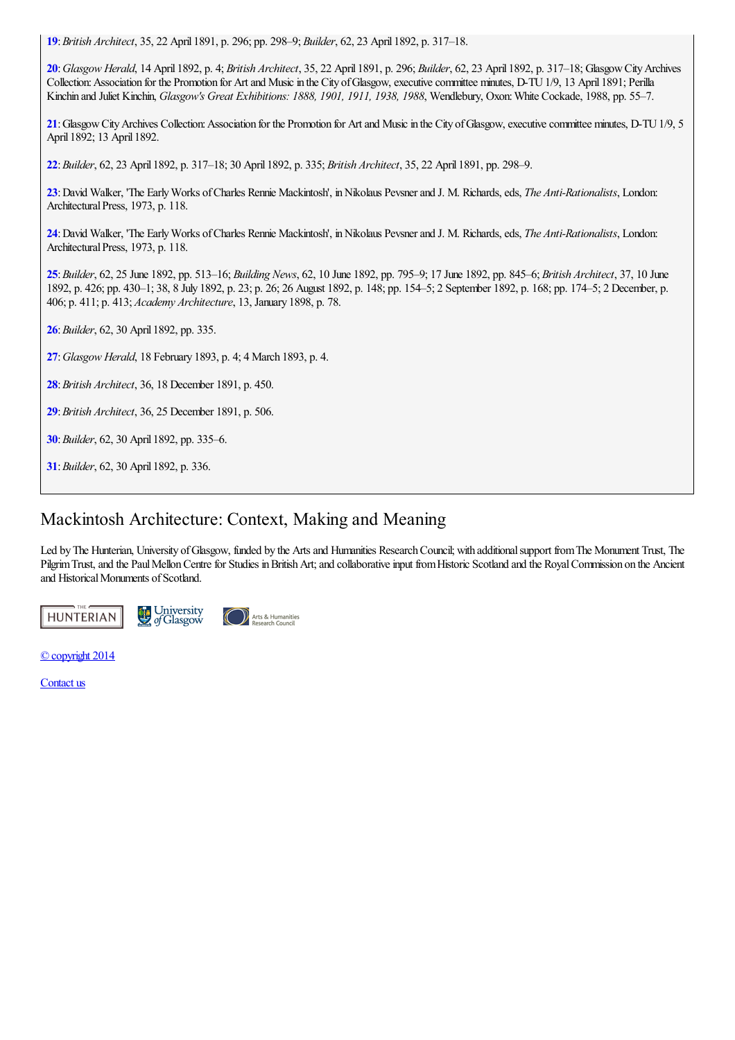**19**: *British Architect*, 35, 22 April 1891, p. 296; pp. 298–9; *Builder*, 62, 23 April 1892, p. 317–18.

**20**: *Glasgow Herald*, 14 April 1892, p. 4; *British Architect*, 35, 22 April 1891, p. 296; *Builder*, 62, 23 April 1892, p. 317–18; Glasgow City Archives Collection: Association for the Promotion for Art and Music in the City of Glasgow, executive committee minutes, D-TU 1/9, 13 April 1891; Perilla Kinchin and Juliet Kinchin, *Glasgow's Great Exhibitions: 1888, 1901, 1911, 1938, 1988*, Wendlebury, Oxon: White Cockade, 1988, pp. 55–7.

**21**: Glasgow City Archives Collection: Association for the Promotion for Art and Music in the City of Glasgow, executive committee minutes, D-TU 1/9, 5 April 1892; 13 April 1892.

**22**: *Builder*, 62, 23 April 1892, p. 317–18; 30 April 1892, p. 335; *British Architect*, 35, 22 April 1891, pp. 298–9.

**23**: David Walker, 'The Early Works of Charles Rennie Mackintosh', in Nikolaus Pevsner and J. M. Richards, eds, *The Anti-Rationalists*, London: Architectural Press, 1973, p. 118.

**24**: David Walker, 'The Early Works of Charles Rennie Mackintosh', in Nikolaus Pevsner and J. M. Richards, eds, *The Anti-Rationalists*, London: Architectural Press, 1973, p. 118.

**25**: *Builder*, 62, 25 June 1892, pp. 513–16; *Building News*, 62, 10 June 1892, pp. 795–9; 17 June 1892, pp. 845–6; *British Architect*, 37, 10 June 1892, p. 426; pp. 430–1; 38, 8 July 1892, p. 23; p. 26; 26 August 1892, p. 148; pp. 154–5; 2 September 1892, p. 168; pp. 174–5; 2 December, p. 406; p. 411; p. 413; *Academy Architecture*, 13, January 1898, p. 78.

**26**: *Builder*, 62, 30 April 1892, pp. 335.

**27**: *Glasgow Herald*, 18 February 1893, p. 4; 4 March 1893, p. 4.

**28**: *British Architect*, 36, 18 December 1891, p. 450.

**29**: *British Architect*, 36, 25 December 1891, p. 506.

**30**: *Builder*, 62, 30 April 1892, pp. 335–6.

**31**: *Builder*, 62, 30 April 1892, p. 336.

## Mackintosh Architecture: Context, Making and Meaning

Led by The Hunterian, University of Glasgow, funded by the Arts and Humanities Research Council; with additional support from The Monument Trust, The Pilgrim Trust, and the Paul Mellon Centre for Studies in British Art; and collaborative input from Historic Scotland and the Royal Commission on the Ancient and Historical Monuments of Scotland.

THE HUNTERIAN University of Glasgow Arts & Humanities Research Council

© copyright 2014

Contact us